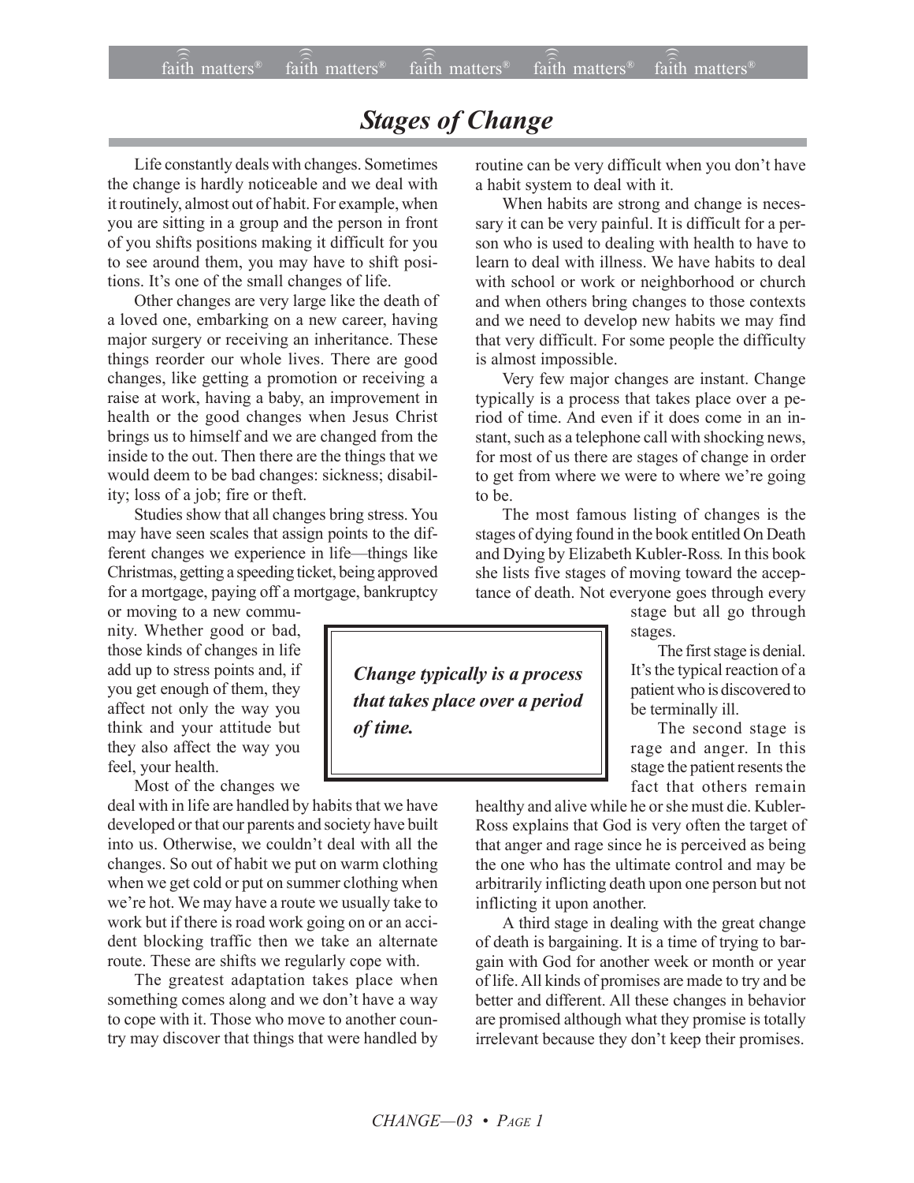# Stages of Change

Life constantly deals with changes. Sometimes the change is hardly noticeable and we deal with it routinely, almost out of habit. For example, when you are sitting in a group and the person in front of you shifts positions making it difficult for you to see around them, you may have to shift positions. It's one of the small changes of life.

Other changes are very large like the death of a loved one, embarking on a new career, having major surgery or receiving an inheritance. These things reorder our whole lives. There are good changes, like getting a promotion or receiving a raise at work, having a baby, an improvement in health or the good changes when Jesus Christ brings us to himself and we are changed from the inside to the out. Then there are the things that we would deem to be bad changes: sickness; disability; loss of a job; fire or theft.

Studies show that all changes bring stress. You may have seen scales that assign points to the different changes we experience in life—things like Christmas, getting a speeding ticket, being approved for a mortgage, paying off a mortgage, bankruptcy or moving to a new community. Whether good or bad, those kinds of changes in life add up to stress points and, if you get enough of them, they affect not only the way you think and your attitude but they also affect the way you feel, your health.

Most of the changes we deal with in life are handled by habits that we have developed or that our parents and society have built into us. Otherwise, we couldn't deal with all the changes. So out of habit we put on warm clothing when we get cold or put on summer clothing when we're hot. We may have a route we usually take to work but if there is road work going on or an accident blocking traffic then we take an alternate route. These are shifts we regularly cope with.

The greatest adaptation takes place when something comes along and we don't have a way to cope with it. Those who move to another country may discover that things that were handled by routine can be very difficult when you don't have a habit system to deal with it.

When habits are strong and change is necessary it can be very painful. It is difficult for a person who is used to dealing with health to have to learn to deal with illness. We have habits to deal with school or work or neighborhood or church and when others bring changes to those contexts and we need to develop new habits we may find that very difficult. For some people the difficulty is almost impossible.

Very few major changes are instant. Change typically is a process that takes place over a period of time. And even if it does come in an instant, such as a telephone call with shocking news, for most of us there are stages of change in order to get from where we were to where we're going to be.

> ***Change typically is a process that takes place over a period of time.***

The most famous listing of changes is the stages of dying found in the book entitled On Death and Dying by Elizabeth Kubler-Ross. In this book she lists five stages of moving toward the acceptance of death. Not everyone goes through every stage but all go through stages.

The first stage is denial. It's the typical reaction of a patient who is discovered to be terminally ill.

The second stage is rage and anger. In this stage the patient resents the fact that others remain healthy and alive while he or she must die. Kubler-Ross explains that God is very often the target of that anger and rage since he is perceived as being the one who has the ultimate control and may be arbitrarily inflicting death upon one person but not inflicting it upon another.

A third stage in dealing with the great change of death is bargaining. It is a time of trying to bargain with God for another week or month or year of life. All kinds of promises are made to try and be better and different. All these changes in behavior are promised although what they promise is totally irrelevant because they don't keep their promises.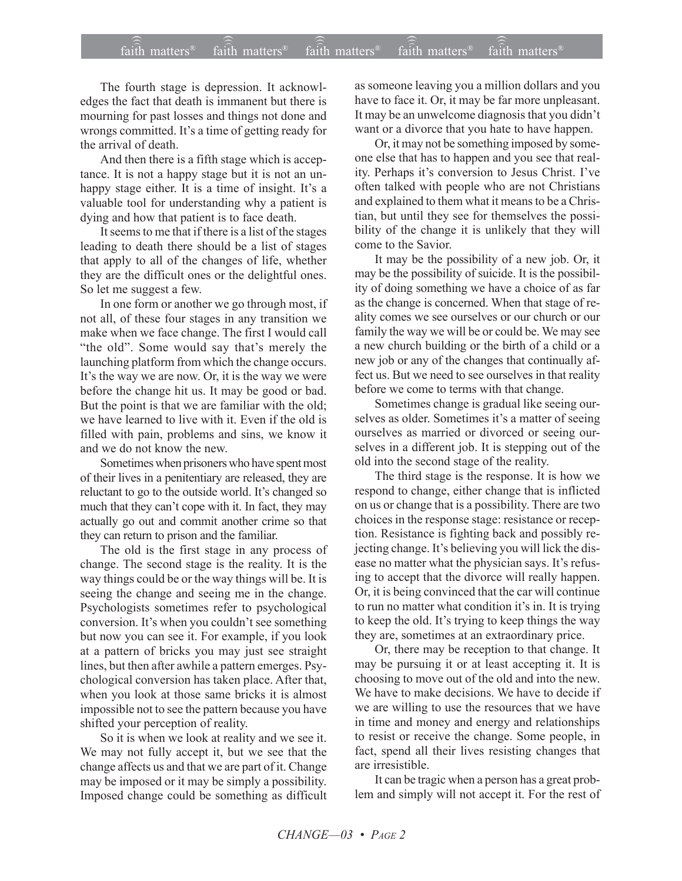The fourth stage is depression. It acknowledges the fact that death is immanent but there is mourning for past losses and things not done and wrongs committed. It's a time of getting ready for the arrival of death.

And then there is a fifth stage which is acceptance. It is not a happy stage but it is not an unhappy stage either. It is a time of insight. It's a valuable tool for understanding why a patient is dying and how that patient is to face death.

It seems to me that if there is a list of the stages leading to death there should be a list of stages that apply to all of the changes of life, whether they are the difficult ones or the delightful ones. So let me suggest a few.

In one form or another we go through most, if not all, of these four stages in any transition we make when we face change. The first I would call "the old". Some would say that's merely the launching platform from which the change occurs. It's the way we are now. Or, it is the way we were before the change hit us. It may be good or bad. But the point is that we are familiar with the old; we have learned to live with it. Even if the old is filled with pain, problems and sins, we know it and we do not know the new.

Sometimes when prisoners who have spent most of their lives in a penitentiary are released, they are reluctant to go to the outside world. It's changed so much that they can't cope with it. In fact, they may actually go out and commit another crime so that they can return to prison and the familiar.

The old is the first stage in any process of change. The second stage is the reality. It is the way things could be or the way things will be. It is seeing the change and seeing me in the change. Psychologists sometimes refer to psychological conversion. It's when you couldn't see something but now you can see it. For example, if you look at a pattern of bricks you may just see straight lines, but then after awhile a pattern emerges. Psychological conversion has taken place. After that, when you look at those same bricks it is almost impossible not to see the pattern because you have shifted your perception of reality.

So it is when we look at reality and we see it. We may not fully accept it, but we see that the change affects us and that we are part of it. Change may be imposed or it may be simply a possibility. Imposed change could be something as difficult as someone leaving you a million dollars and you have to face it. Or, it may be far more unpleasant. It may be an unwelcome diagnosis that you didn't want or a divorce that you hate to have happen.

Or, it may not be something imposed by someone else that has to happen and you see that reality. Perhaps it's conversion to Jesus Christ. I've often talked with people who are not Christians and explained to them what it means to be a Christian, but until they see for themselves the possibility of the change it is unlikely that they will come to the Savior.

It may be the possibility of a new job. Or, it may be the possibility of suicide. It is the possibility of doing something we have a choice of as far as the change is concerned. When that stage of reality comes we see ourselves or our church or our family the way we will be or could be. We may see a new church building or the birth of a child or a new job or any of the changes that continually affect us. But we need to see ourselves in that reality before we come to terms with that change.

Sometimes change is gradual like seeing ourselves as older. Sometimes it's a matter of seeing ourselves as married or divorced or seeing ourselves in a different job. It is stepping out of the old into the second stage of the reality.

The third stage is the response. It is how we respond to change, either change that is inflicted on us or change that is a possibility. There are two choices in the response stage: resistance or reception. Resistance is fighting back and possibly rejecting change. It's believing you will lick the disease no matter what the physician says. It's refusing to accept that the divorce will really happen. Or, it is being convinced that the car will continue to run no matter what condition it's in. It is trying to keep the old. It's trying to keep things the way they are, sometimes at an extraordinary price.

Or, there may be reception to that change. It may be pursuing it or at least accepting it. It is choosing to move out of the old and into the new. We have to make decisions. We have to decide if we are willing to use the resources that we have in time and money and energy and relationships to resist or receive the change. Some people, in fact, spend all their lives resisting changes that are irresistible.

It can be tragic when a person has a great problem and simply will not accept it. For the rest of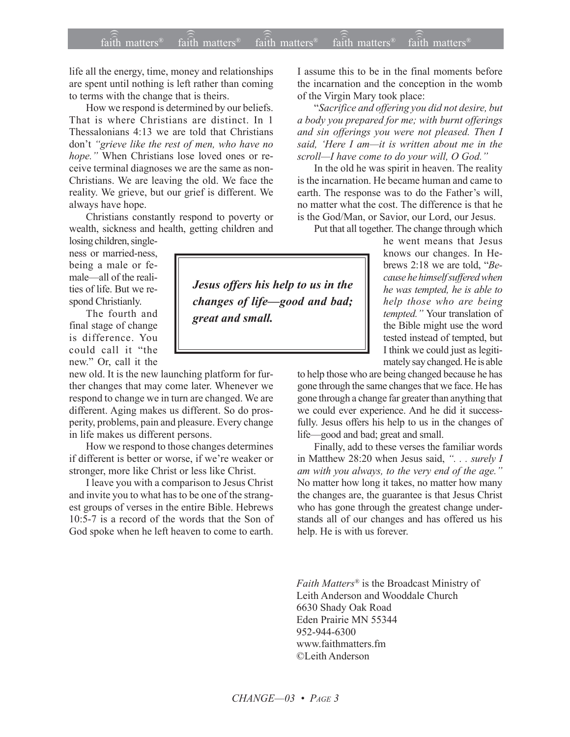life all the energy, time, money and relationships are spent until nothing is left rather than coming to terms with the change that is theirs.

How we respond is determined by our beliefs. That is where Christians are distinct. In 1 Thessalonians 4:13 we are told that Christians don't *"grieve like the rest of men, who have no hope."* When Christians lose loved ones or receive terminal diagnoses we are the same as non-Christians. We are leaving the old. We face the reality. We grieve, but our grief is different. We always have hope.

Christians constantly respond to poverty or wealth, sickness and health, getting children and losing children, singleness or married-ness, being a male or female—all of the realities of life. But we respond Christianly.

The fourth and final stage of change is difference. You could call it "the new." Or, call it the new old. It is the new launching platform for further changes that may come later. Whenever we respond to change we in turn are changed. We are different. Aging makes us different. So do prosperity, problems, pain and pleasure. Every change in life makes us different persons.

How we respond to those changes determines if different is better or worse, if we're weaker or stronger, more like Christ or less like Christ.

I leave you with a comparison to Jesus Christ and invite you to what has to be one of the strangest groups of verses in the entire Bible. Hebrews 10:5-7 is a record of the words that the Son of God spoke when he left heaven to come to earth. I assume this to be in the final moments before the incarnation and the conception in the womb of the Virgin Mary took place:

"*Sacrifice and offering you did not desire, but a body you prepared for me; with burnt offerings and sin offerings you were not pleased. Then I said, 'Here I am—it is written about me in the scroll—I have come to do your will, O God."*

In the old he was spirit in heaven. The reality is the incarnation. He became human and came to earth. The response was to do the Father's will, no matter what the cost. The difference is that he is the God/Man, or Savior, our Lord, our Jesus.

Put that all together. The change through which he went means that Jesus knows our changes. In Hebrews 2:18 we are told, "*Because he himself suffered when he was tempted, he is able to help those who are being tempted."* Your translation of the Bible might use the word tested instead of tempted, but I think we could just as legitimately say changed. He is able to help those who are being changed because he has gone through the same changes that we face. He has gone through a change far greater than anything that we could ever experience. And he did it successfully. Jesus offers his help to us in the changes of life—good and bad; great and small.

> ***Jesus offers his help to us in the changes of life—good and bad; great and small.***

Finally, add to these verses the familiar words in Matthew 28:20 when Jesus said, *". . . surely I am with you always, to the very end of the age."* No matter how long it takes, no matter how many the changes are, the guarantee is that Jesus Christ who has gone through the greatest change understands all of our changes and has offered us his help. He is with us forever.

*Faith Matters*® is the Broadcast Ministry of
Leith Anderson and Wooddale Church
6630 Shady Oak Road
Eden Prairie MN 55344
952-944-6300
www.faithmatters.fm
©Leith Anderson